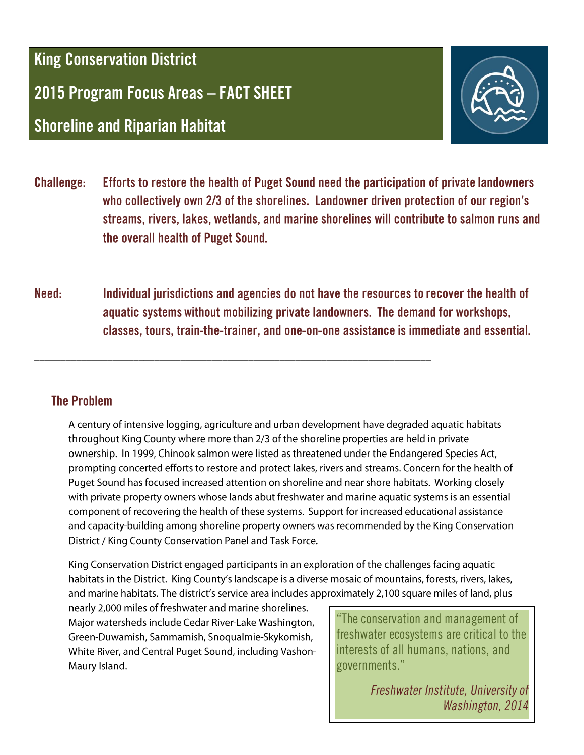# King Conservation District

## 2015 Program Focus Areas – FACT SHEET

## Shoreline and Riparian Habitat

**Challenge:** **Efforts to restore the health of Puget Sound need the participation of private landowners who collectively own 2/3 of the shorelines. Landowner driven protection of our region's streams, rivers, lakes, wetlands, and marine shorelines will contribute to salmon runs and the overall health of Puget Sound.**

**Need:** **Individual jurisdictions and agencies do not have the resources to recover the health of aquatic systems without mobilizing private landowners. The demand for workshops, classes, tours, train-the-trainer, and one-on-one assistance is immediate and essential.**

---

### The Problem

A century of intensive logging, agriculture and urban development have degraded aquatic habitats throughout King County where more than 2/3 of the shoreline properties are held in private ownership. In 1999, Chinook salmon were listed as threatened under the Endangered Species Act, prompting concerted efforts to restore and protect lakes, rivers and streams. Concern for the health of Puget Sound has focused increased attention on shoreline and near shore habitats. Working closely with private property owners whose lands abut freshwater and marine aquatic systems is an essential component of recovering the health of these systems. Support for increased educational assistance and capacity-building among shoreline property owners was recommended by the King Conservation District / King County Conservation Panel and Task Force.

King Conservation District engaged participants in an exploration of the challenges facing aquatic habitats in the District. King County's landscape is a diverse mosaic of mountains, forests, rivers, lakes, and marine habitats. The district's service area includes approximately 2,100 square miles of land, plus nearly 2,000 miles of freshwater and marine shorelines. Major watersheds include Cedar River-Lake Washington, Green-Duwamish, Sammamish, Snoqualmie-Skykomish, White River, and Central Puget Sound, including Vashon-Maury Island.

> "The conservation and management of freshwater ecosystems are critical to the interests of all humans, nations, and governments."
>
> *Freshwater Institute, University of Washington, 2014*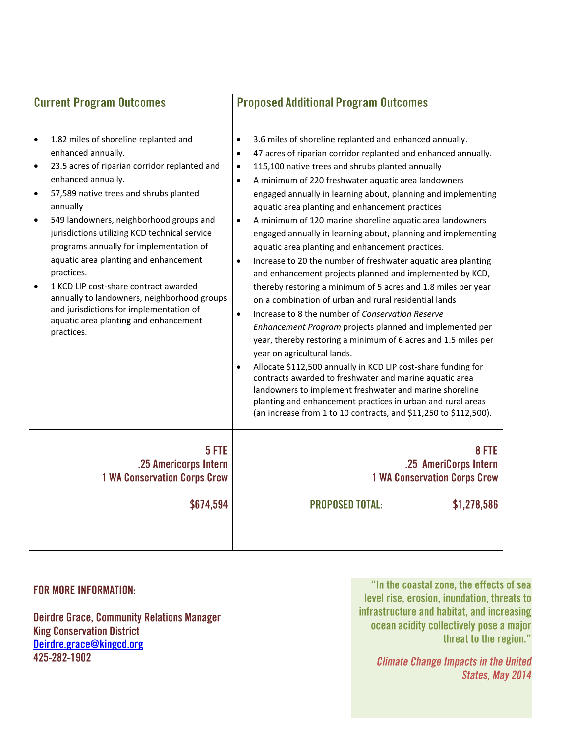| Current Program Outcomes | Proposed Additional Program Outcomes |
|---|---|
| • 1.82 miles of shoreline replanted and enhanced annually.<br>• 23.5 acres of riparian corridor replanted and enhanced annually.<br>• 57,589 native trees and shrubs planted annually<br>• 549 landowners, neighborhood groups and jurisdictions utilizing KCD technical service programs annually for implementation of aquatic area planting and enhancement practices.<br>• 1 KCD LIP cost-share contract awarded annually to landowners, neighborhood groups and jurisdictions for implementation of aquatic area planting and enhancement practices. | • 3.6 miles of shoreline replanted and enhanced annually.<br>• 47 acres of riparian corridor replanted and enhanced annually.<br>• 115,100 native trees and shrubs planted annually<br>• A minimum of 220 freshwater aquatic area landowners engaged annually in learning about, planning and implementing aquatic area planting and enhancement practices<br>• A minimum of 120 marine shoreline aquatic area landowners engaged annually in learning about, planning and implementing aquatic area planting and enhancement practices.<br>• Increase to 20 the number of freshwater aquatic area planting and enhancement projects planned and implemented by KCD, thereby restoring a minimum of 5 acres and 1.8 miles per year on a combination of urban and rural residential lands<br>• Increase to 8 the number of *Conservation Reserve Enhancement Program* projects planned and implemented per year, thereby restoring a minimum of 6 acres and 1.5 miles per year on agricultural lands.<br>• Allocate $112,500 annually in KCD LIP cost-share funding for contracts awarded to freshwater and marine aquatic area landowners to implement freshwater and marine shoreline planting and enhancement practices in urban and rural areas (an increase from 1 to 10 contracts, and $11,250 to $112,500). |
| **5 FTE**<br>**.25 Americorps Intern**<br>**1 WA Conservation Corps Crew**<br><br>**$674,594** | **8 FTE**<br>**.25 AmeriCorps Intern**<br>**1 WA Conservation Corps Crew**<br><br>**PROPOSED TOTAL: $1,278,586** |

**FOR MORE INFORMATION:**

**Deirdre Grace, Community Relations Manager**
**King Conservation District**
**[Deirdre.grace@kingcd.org](mailto:Deirdre.grace@kingcd.org)**
**425-282-1902**

"In the coastal zone, the effects of sea level rise, erosion, inundation, threats to infrastructure and habitat, and increasing ocean acidity collectively pose a major threat to the region."

*Climate Change Impacts in the United States, May 2014*